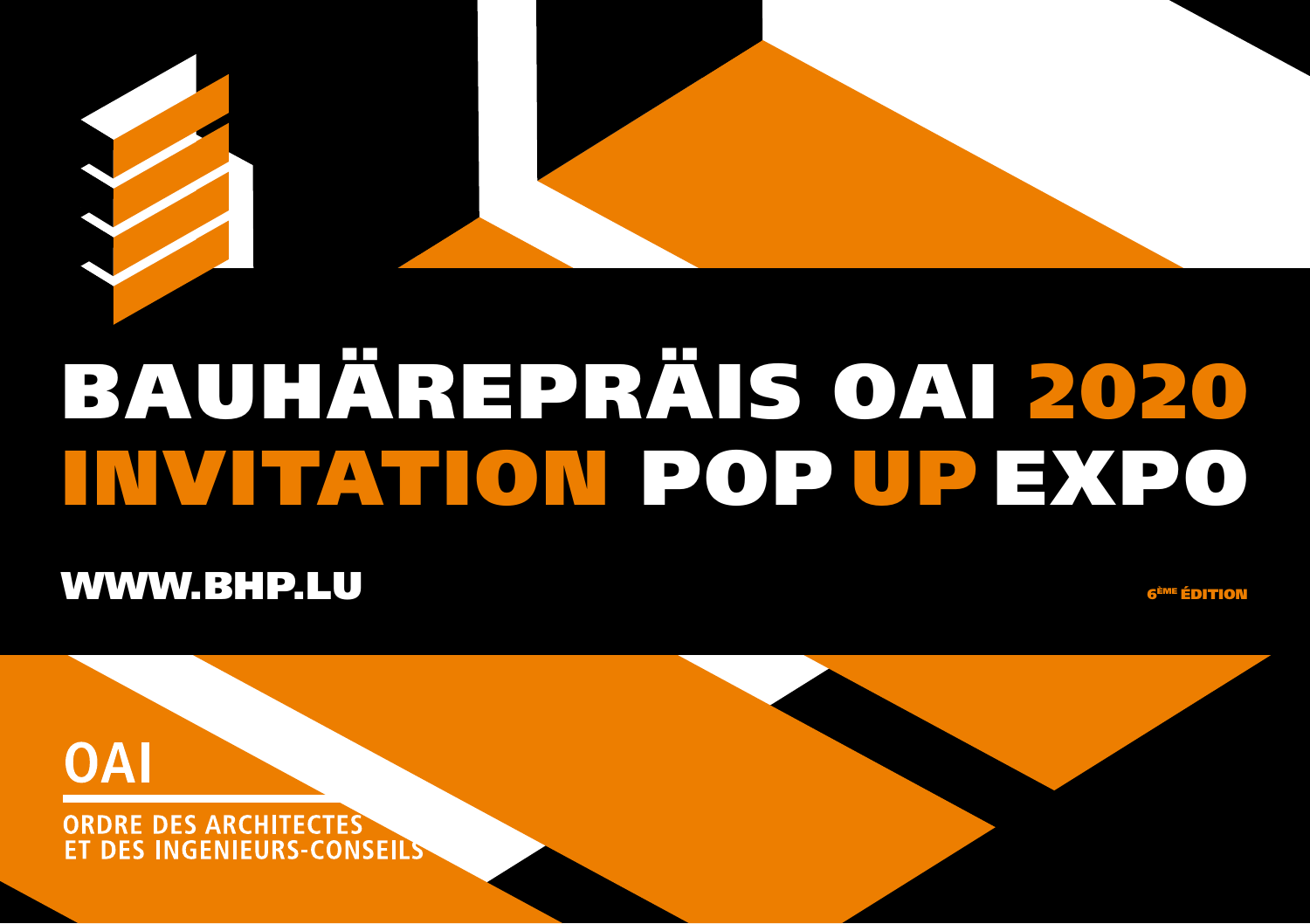# BAUHÄREPRÄIS OAI 2020

# INVITATION POP UP EXPO

WWW.BHP.LU

6ÈME ÉDITION

**OAI**

ORDRE DES ARCHITECTES
ET DES INGENIEURS-CONSEILS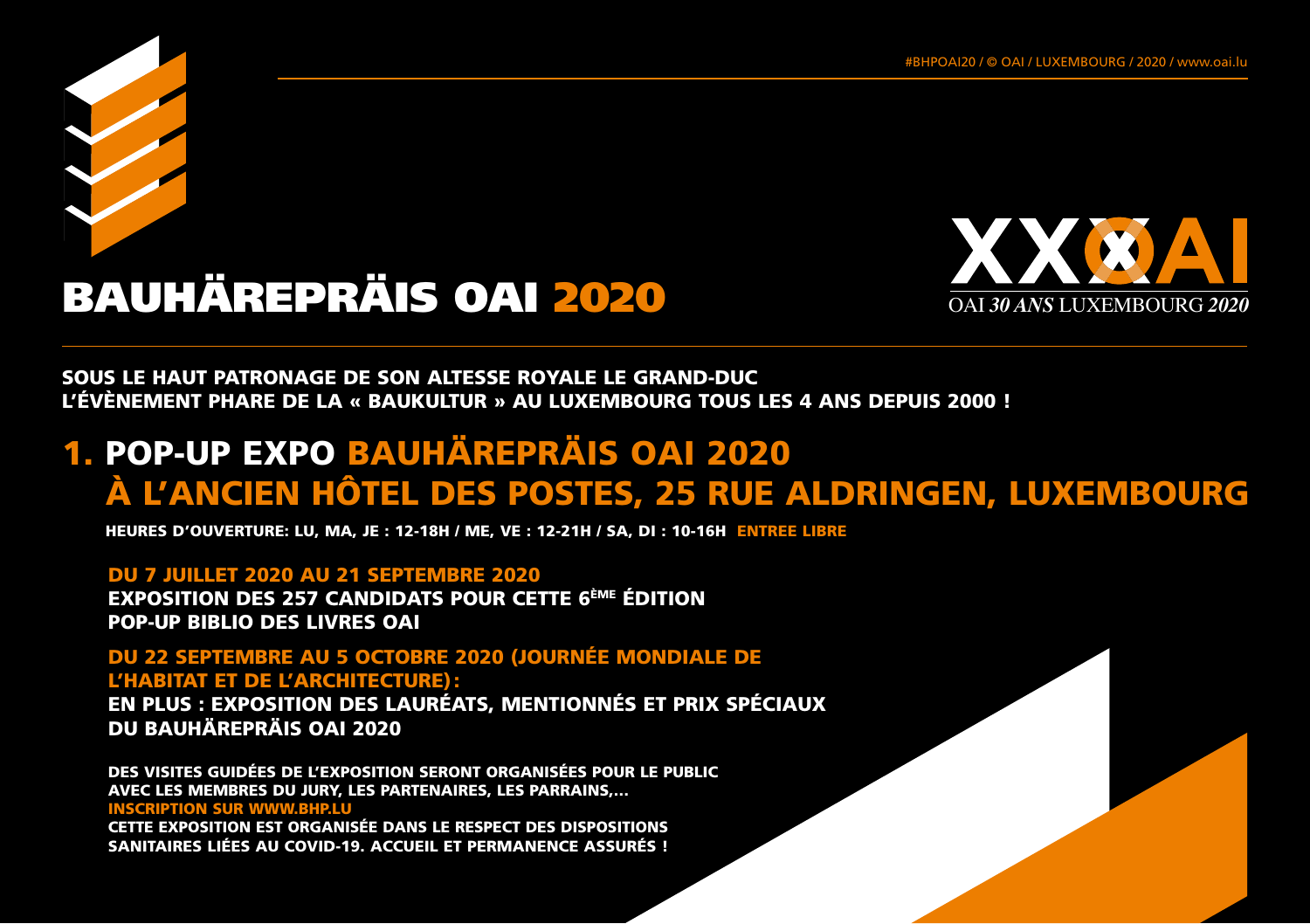#BHPOAI20 / © OAI / LUXEMBOURG / 2020 / www.oai.lu

# BAUHÄREPRÄIS OAI 2020

XXOAI
OAI *30 ANS* LUXEMBOURG *2020*

**SOUS LE HAUT PATRONAGE DE SON ALTESSE ROYALE LE GRAND-DUC**
**L'ÉVÈNEMENT PHARE DE LA « BAUKULTUR » AU LUXEMBOURG TOUS LES 4 ANS DEPUIS 2000 !**

## 1. POP-UP EXPO BAUHÄREPRÄIS OAI 2020 À L'ANCIEN HÔTEL DES POSTES, 25 RUE ALDRINGEN, LUXEMBOURG

**HEURES D'OUVERTURE: LU, MA, JE : 12-18H / ME, VE : 12-21H / SA, DI : 10-16H ENTREE LIBRE**

**DU 7 JUILLET 2020 AU 21 SEPTEMBRE 2020**
**EXPOSITION DES 257 CANDIDATS POUR CETTE 6ÈME ÉDITION**
**POP-UP BIBLIO DES LIVRES OAI**

**DU 22 SEPTEMBRE AU 5 OCTOBRE 2020 (JOURNÉE MONDIALE DE L'HABITAT ET DE L'ARCHITECTURE) :**
**EN PLUS : EXPOSITION DES LAURÉATS, MENTIONNÉS ET PRIX SPÉCIAUX DU BAUHÄREPRÄIS OAI 2020**

**DES VISITES GUIDÉES DE L'EXPOSITION SERONT ORGANISÉES POUR LE PUBLIC AVEC LES MEMBRES DU JURY, LES PARTENAIRES, LES PARRAINS,...**
**INSCRIPTION SUR WWW.BHP.LU**
**CETTE EXPOSITION EST ORGANISÉE DANS LE RESPECT DES DISPOSITIONS SANITAIRES LIÉES AU COVID-19. ACCUEIL ET PERMANENCE ASSURÉS !**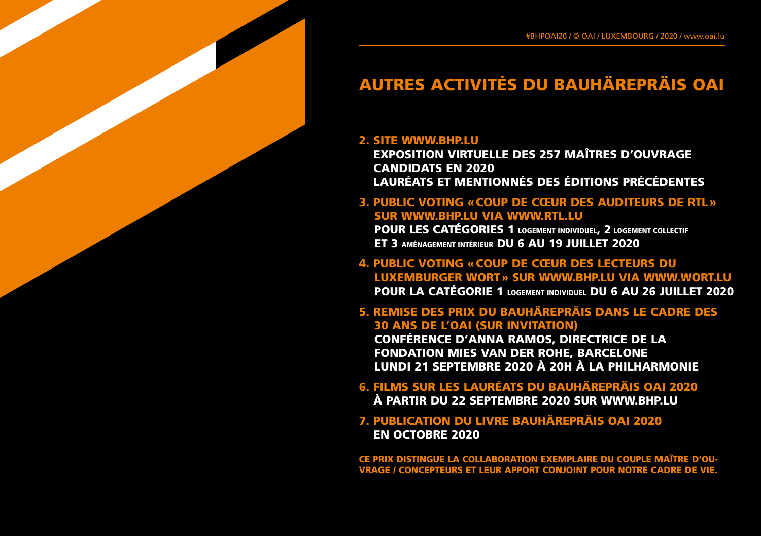# AUTRES ACTIVITÉS DU BAUHÄREPRÄIS OAI

2. **SITE WWW.BHP.LU**
   **EXPOSITION VIRTUELLE DES 257 MAÎTRES D'OUVRAGE CANDIDATS EN 2020**
   **LAURÉATS ET MENTIONNÉS DES ÉDITIONS PRÉCÉDENTES**

3. **PUBLIC VOTING « COUP DE CŒUR DES AUDITEURS DE RTL » SUR WWW.BHP.LU VIA WWW.RTL.LU**
   **POUR LES CATÉGORIES 1** LOGEMENT INDIVIDUEL, **2** LOGEMENT COLLECTIF **ET 3** AMÉNAGEMENT INTÉRIEUR **DU 6 AU 19 JUILLET 2020**

4. **PUBLIC VOTING « COUP DE CŒUR DES LECTEURS DU LUXEMBURGER WORT » SUR WWW.BHP.LU VIA WWW.WORT.LU**
   **POUR LA CATÉGORIE 1** LOGEMENT INDIVIDUEL **DU 6 AU 26 JUILLET 2020**

5. **REMISE DES PRIX DU BAUHÄREPRÄIS DANS LE CADRE DES 30 ANS DE L'OAI (SUR INVITATION)**
   **CONFÉRENCE D'ANNA RAMOS, DIRECTRICE DE LA FONDATION MIES VAN DER ROHE, BARCELONE**
   **LUNDI 21 SEPTEMBRE 2020 À 20H À LA PHILHARMONIE**

6. **FILMS SUR LES LAURÉATS DU BAUHÄREPRÄIS OAI 2020**
   **À PARTIR DU 22 SEPTEMBRE 2020 SUR WWW.BHP.LU**

7. **PUBLICATION DU LIVRE BAUHÄREPRÄIS OAI 2020**
   **EN OCTOBRE 2020**

**CE PRIX DISTINGUE LA COLLABORATION EXEMPLAIRE DU COUPLE MAÎTRE D'OUVRAGE / CONCEPTEURS ET LEUR APPORT CONJOINT POUR NOTRE CADRE DE VIE.**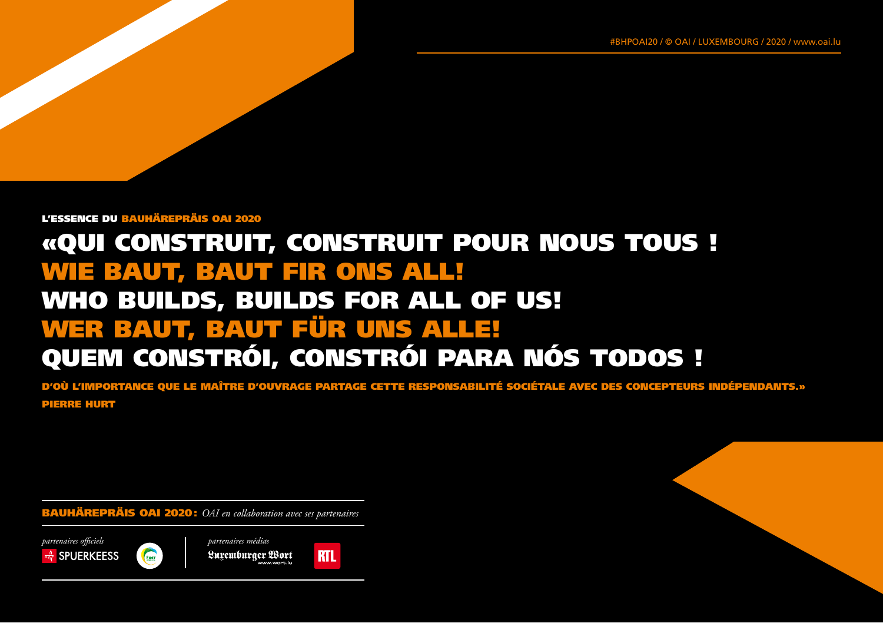#BHPOAI20 / © OAI / LUXEMBOURG / 2020 / www.oai.lu

**L'ESSENCE DU BAUHÄREPRÄIS OAI 2020**

# «QUI CONSTRUIT, CONSTRUIT POUR NOUS TOUS !
# WIE BAUT, BAUT FIR ONS ALL!
# WHO BUILDS, BUILDS FOR ALL OF US!
# WER BAUT, BAUT FÜR UNS ALLE!
# QUEM CONSTRÓI, CONSTRÓI PARA NÓS TODOS !

**D'OÙ L'IMPORTANCE QUE LE MAÎTRE D'OUVRAGE PARTAGE CETTE RESPONSABILITÉ SOCIÉTALE AVEC DES CONCEPTEURS INDÉPENDANTS.»**

**PIERRE HURT**

**BAUHÄREPRÄIS OAI 2020:** *OAI en collaboration avec ses partenaires*

*partenaires officiels*

SPUERKEESS

POST

*partenaires médias*

Luxemburger Wort
www.wort.lu

RTL